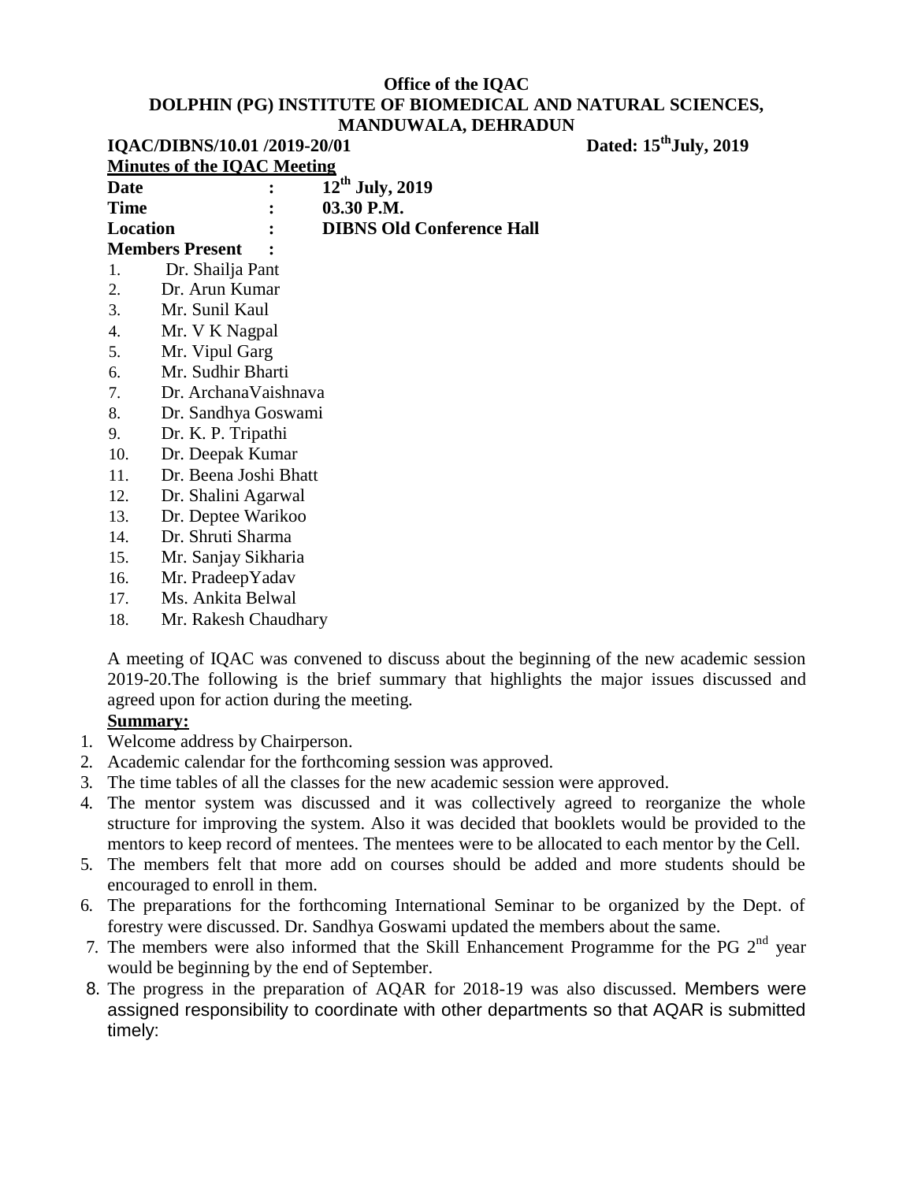**Office of the IQAC**
**DOLPHIN (PG) INSTITUTE OF BIOMEDICAL AND NATURAL SCIENCES, MANDUWALA, DEHRADUN**

**IQAC/DIBNS/10.01 /2019-20/01** **Dated: 15th July, 2019**

**Minutes of the IQAC Meeting**

**Date : 12th July, 2019**
**Time : 03.30 P.M.**
**Location : DIBNS Old Conference Hall**
**Members Present :**

1. Dr. Shailja Pant
2. Dr. Arun Kumar
3. Mr. Sunil Kaul
4. Mr. V K Nagpal
5. Mr. Vipul Garg
6. Mr. Sudhir Bharti
7. Dr. ArchanaVaishnava
8. Dr. Sandhya Goswami
9. Dr. K. P. Tripathi
10. Dr. Deepak Kumar
11. Dr. Beena Joshi Bhatt
12. Dr. Shalini Agarwal
13. Dr. Deptee Warikoo
14. Dr. Shruti Sharma
15. Mr. Sanjay Sikharia
16. Mr. PradeepYadav
17. Ms. Ankita Belwal
18. Mr. Rakesh Chaudhary

A meeting of IQAC was convened to discuss about the beginning of the new academic session 2019-20.The following is the brief summary that highlights the major issues discussed and agreed upon for action during the meeting.

**Summary:**

1. Welcome address by Chairperson.
2. Academic calendar for the forthcoming session was approved.
3. The time tables of all the classes for the new academic session were approved.
4. The mentor system was discussed and it was collectively agreed to reorganize the whole structure for improving the system. Also it was decided that booklets would be provided to the mentors to keep record of mentees. The mentees were to be allocated to each mentor by the Cell.
5. The members felt that more add on courses should be added and more students should be encouraged to enroll in them.
6. The preparations for the forthcoming International Seminar to be organized by the Dept. of forestry were discussed. Dr. Sandhya Goswami updated the members about the same.
7. The members were also informed that the Skill Enhancement Programme for the PG 2nd year would be beginning by the end of September.
8. The progress in the preparation of AQAR for 2018-19 was also discussed. Members were assigned responsibility to coordinate with other departments so that AQAR is submitted timely: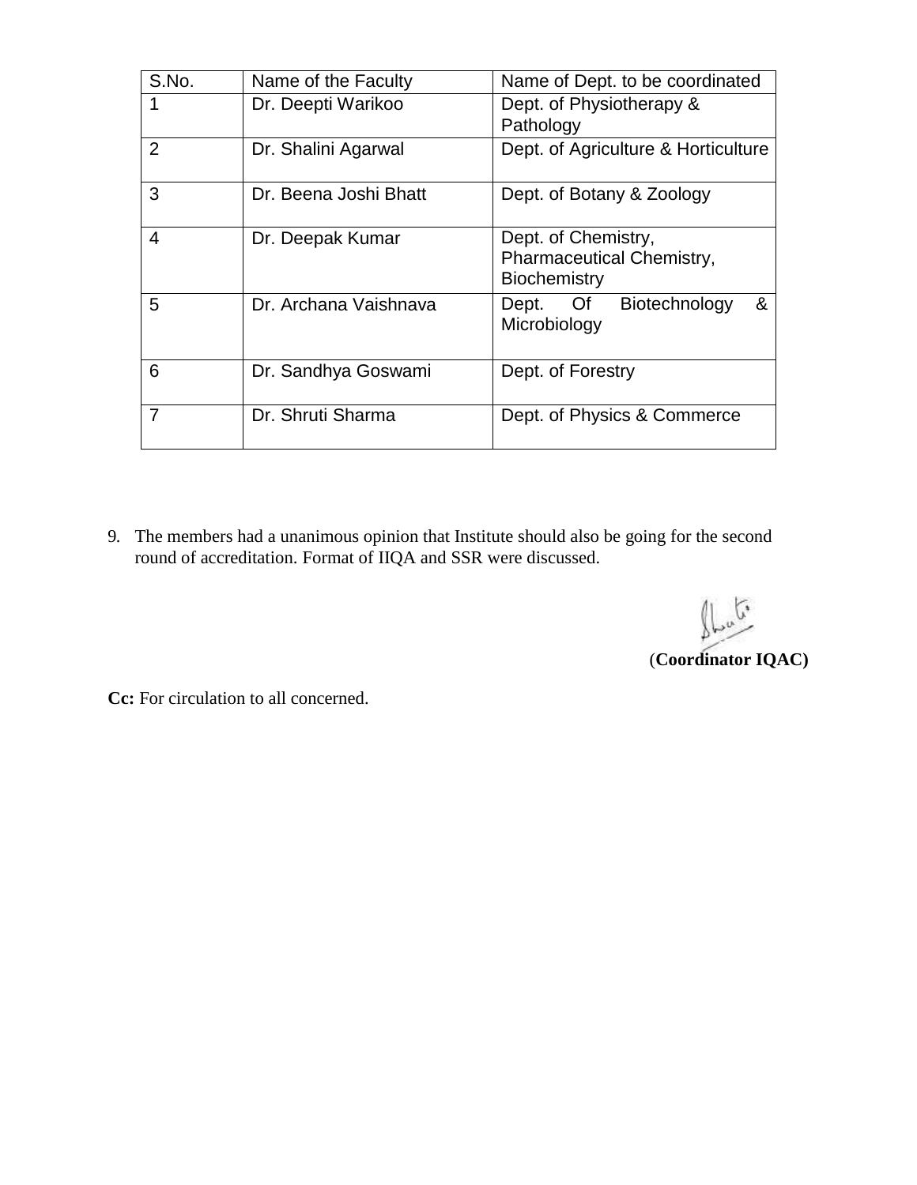| S.No. | Name of the Faculty | Name of Dept. to be coordinated |
|---|---|---|
| 1 | Dr. Deepti Warikoo | Dept. of Physiotherapy & Pathology |
| 2 | Dr. Shalini Agarwal | Dept. of Agriculture & Horticulture |
| 3 | Dr. Beena Joshi Bhatt | Dept. of Botany & Zoology |
| 4 | Dr. Deepak Kumar | Dept. of Chemistry, Pharmaceutical Chemistry, Biochemistry |
| 5 | Dr. Archana Vaishnava | Dept. Of Biotechnology & Microbiology |
| 6 | Dr. Sandhya Goswami | Dept. of Forestry |
| 7 | Dr. Shruti Sharma | Dept. of Physics & Commerce |

9. The members had a unanimous opinion that Institute should also be going for the second round of accreditation. Format of IIQA and SSR were discussed.

(**Coordinator IQAC)**

**Cc:** For circulation to all concerned.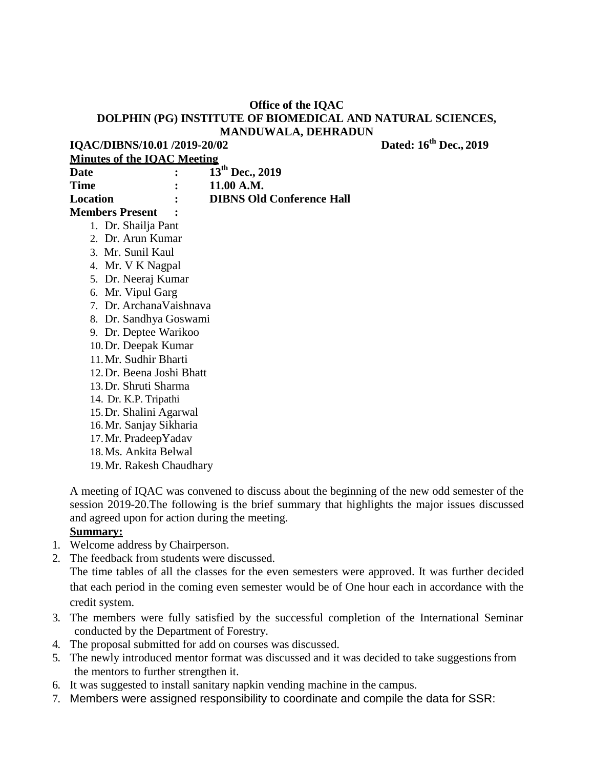**Office of the IQAC**

**DOLPHIN (PG) INSTITUTE OF BIOMEDICAL AND NATURAL SCIENCES, MANDUWALA, DEHRADUN**

**IQAC/DIBNS/10.01 /2019-20/02** **Dated: 16th Dec., 2019**

**Minutes of the IQAC Meeting**

**Date : 13th Dec., 2019**

**Time : 11.00 A.M.**

**Location : DIBNS Old Conference Hall**

**Members Present :**

1. Dr. Shailja Pant
2. Dr. Arun Kumar
3. Mr. Sunil Kaul
4. Mr. V K Nagpal
5. Dr. Neeraj Kumar
6. Mr. Vipul Garg
7. Dr. ArchanaVaishnava
8. Dr. Sandhya Goswami
9. Dr. Deptee Warikoo
10. Dr. Deepak Kumar
11. Mr. Sudhir Bharti
12. Dr. Beena Joshi Bhatt
13. Dr. Shruti Sharma
14. Dr. K.P. Tripathi
15. Dr. Shalini Agarwal
16. Mr. Sanjay Sikharia
17. Mr. PradeepYadav
18. Ms. Ankita Belwal
19. Mr. Rakesh Chaudhary

A meeting of IQAC was convened to discuss about the beginning of the new odd semester of the session 2019-20.The following is the brief summary that highlights the major issues discussed and agreed upon for action during the meeting.

**Summary:**

1. Welcome address by Chairperson.
2. The feedback from students were discussed.
   The time tables of all the classes for the even semesters were approved. It was further decided that each period in the coming even semester would be of One hour each in accordance with the credit system.
3. The members were fully satisfied by the successful completion of the International Seminar conducted by the Department of Forestry.
4. The proposal submitted for add on courses was discussed.
5. The newly introduced mentor format was discussed and it was decided to take suggestions from the mentors to further strengthen it.
6. It was suggested to install sanitary napkin vending machine in the campus.
7. Members were assigned responsibility to coordinate and compile the data for SSR: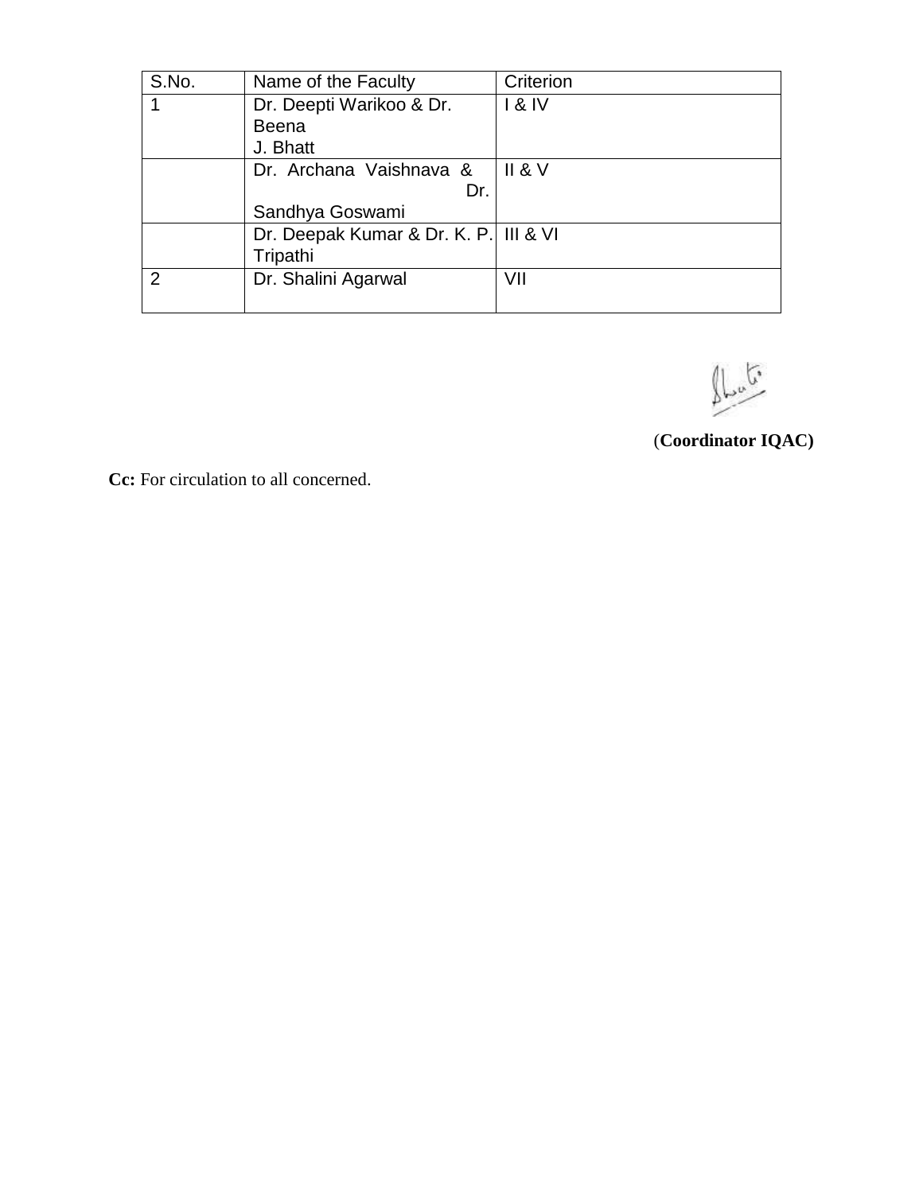| S.No. | Name of the Faculty | Criterion |
|---|---|---|
| 1 | Dr. Deepti Warikoo & Dr. Beena J. Bhatt | I & IV |
| | Dr. Archana Vaishnava & Dr. Sandhya Goswami | II & V |
| | Dr. Deepak Kumar & Dr. K. P. Tripathi | III & VI |
| 2 | Dr. Shalini Agarwal | VII |

(**Coordinator IQAC)**

**Cc:** For circulation to all concerned.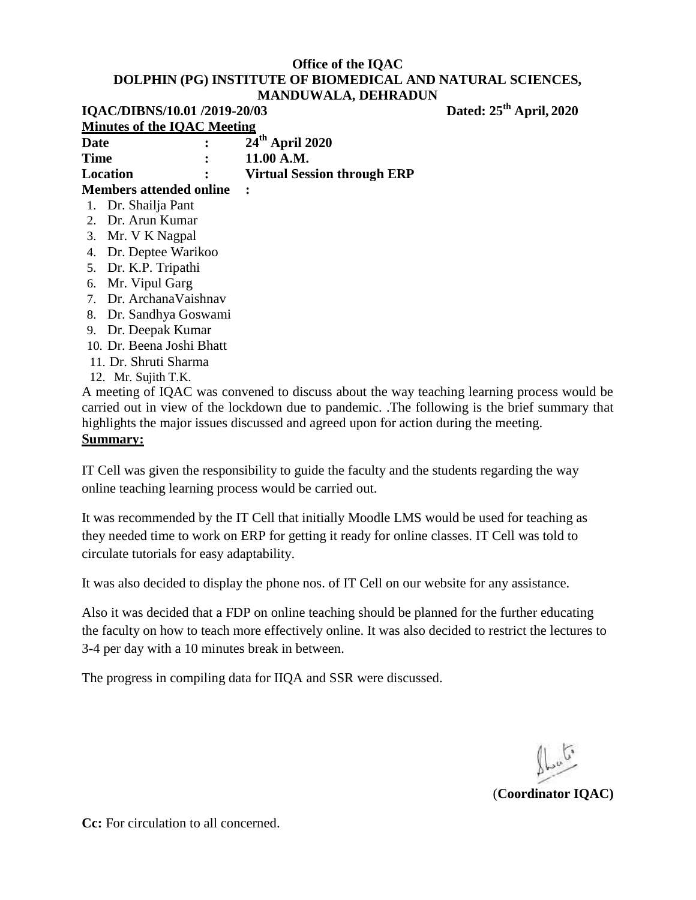**Office of the IQAC**
**DOLPHIN (PG) INSTITUTE OF BIOMEDICAL AND NATURAL SCIENCES, MANDUWALA, DEHRADUN**

**IQAC/DIBNS/10.01 /2019-20/03** **Dated: 25th April, 2020**

**Minutes of the IQAC Meeting**

**Date : 24th April 2020**
**Time : 11.00 A.M.**
**Location : Virtual Session through ERP**
**Members attended online :**

1. Dr. Shailja Pant
2. Dr. Arun Kumar
3. Mr. V K Nagpal
4. Dr. Deptee Warikoo
5. Dr. K.P. Tripathi
6. Mr. Vipul Garg
7. Dr. ArchanaVaishnav
8. Dr. Sandhya Goswami
9. Dr. Deepak Kumar
10. Dr. Beena Joshi Bhatt
11. Dr. Shruti Sharma
12. Mr. Sujith T.K.

A meeting of IQAC was convened to discuss about the way teaching learning process would be carried out in view of the lockdown due to pandemic. .The following is the brief summary that highlights the major issues discussed and agreed upon for action during the meeting.

**Summary:**

IT Cell was given the responsibility to guide the faculty and the students regarding the way online teaching learning process would be carried out.

It was recommended by the IT Cell that initially Moodle LMS would be used for teaching as they needed time to work on ERP for getting it ready for online classes. IT Cell was told to circulate tutorials for easy adaptability.

It was also decided to display the phone nos. of IT Cell on our website for any assistance.

Also it was decided that a FDP on online teaching should be planned for the further educating the faculty on how to teach more effectively online. It was also decided to restrict the lectures to 3-4 per day with a 10 minutes break in between.

The progress in compiling data for IIQA and SSR were discussed.

(**Coordinator IQAC)**

**Cc:** For circulation to all concerned.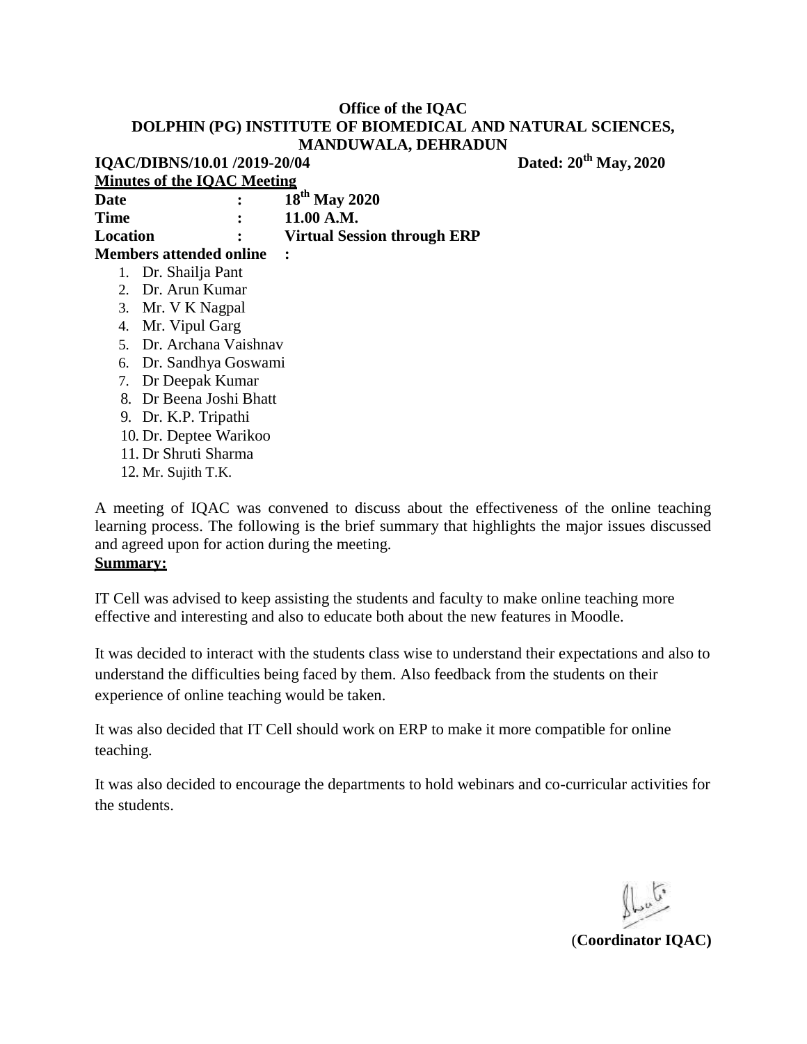**Office of the IQAC**
**DOLPHIN (PG) INSTITUTE OF BIOMEDICAL AND NATURAL SCIENCES, MANDUWALA, DEHRADUN**

**IQAC/DIBNS/10.01 /2019-20/04** **Dated: 20th May, 2020**

**Minutes of the IQAC Meeting**

**Date : 18th May 2020**
**Time : 11.00 A.M.**
**Location : Virtual Session through ERP**
**Members attended online :**

1. Dr. Shailja Pant
2. Dr. Arun Kumar
3. Mr. V K Nagpal
4. Mr. Vipul Garg
5. Dr. Archana Vaishnav
6. Dr. Sandhya Goswami
7. Dr Deepak Kumar
8. Dr Beena Joshi Bhatt
9. Dr. K.P. Tripathi
10. Dr. Deptee Warikoo
11. Dr Shruti Sharma
12. Mr. Sujith T.K.

A meeting of IQAC was convened to discuss about the effectiveness of the online teaching learning process. The following is the brief summary that highlights the major issues discussed and agreed upon for action during the meeting.

**Summary:**

IT Cell was advised to keep assisting the students and faculty to make online teaching more effective and interesting and also to educate both about the new features in Moodle.

It was decided to interact with the students class wise to understand their expectations and also to understand the difficulties being faced by them. Also feedback from the students on their experience of online teaching would be taken.

It was also decided that IT Cell should work on ERP to make it more compatible for online teaching.

It was also decided to encourage the departments to hold webinars and co-curricular activities for the students.

(**Coordinator IQAC)**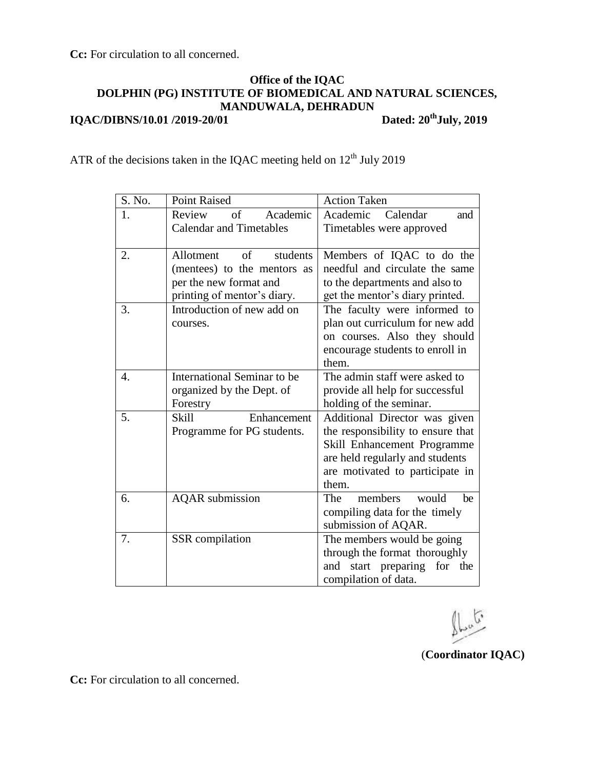**Cc:** For circulation to all concerned.

**Office of the IQAC**
**DOLPHIN (PG) INSTITUTE OF BIOMEDICAL AND NATURAL SCIENCES, MANDUWALA, DEHRADUN**

**IQAC/DIBNS/10.01 /2019-20/01** **Dated: 20th July, 2019**

ATR of the decisions taken in the IQAC meeting held on 12th July 2019

| S. No. | Point Raised | Action Taken |
| --- | --- | --- |
| 1. | Review of Academic Calendar and Timetables | Academic Calendar and Timetables were approved |
| 2. | Allotment of students (mentees) to the mentors as per the new format and printing of mentor's diary. | Members of IQAC to do the needful and circulate the same to the departments and also to get the mentor's diary printed. |
| 3. | Introduction of new add on courses. | The faculty were informed to plan out curriculum for new add on courses. Also they should encourage students to enroll in them. |
| 4. | International Seminar to be organized by the Dept. of Forestry | The admin staff were asked to provide all help for successful holding of the seminar. |
| 5. | Skill Enhancement Programme for PG students. | Additional Director was given the responsibility to ensure that Skill Enhancement Programme are held regularly and students are motivated to participate in them. |
| 6. | AQAR submission | The members would be compiling data for the timely submission of AQAR. |
| 7. | SSR compilation | The members would be going through the format thoroughly and start preparing for the compilation of data. |

(**Coordinator IQAC)**

**Cc:** For circulation to all concerned.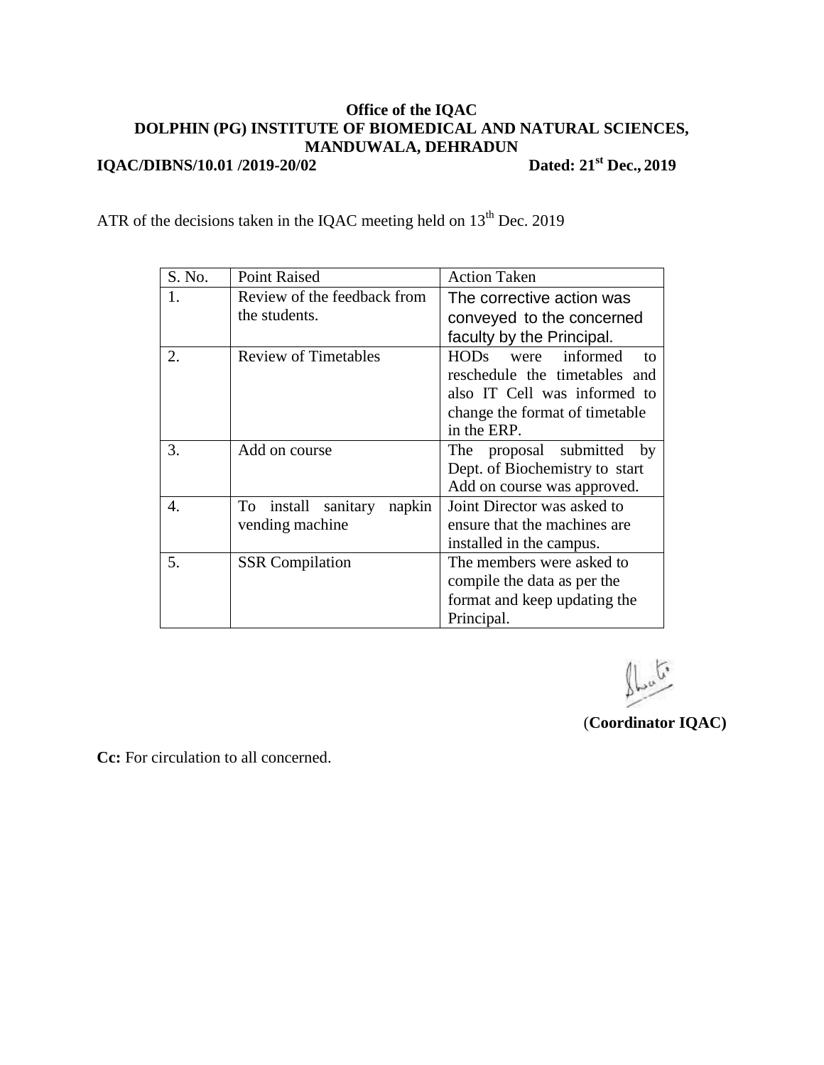**Office of the IQAC**
**DOLPHIN (PG) INSTITUTE OF BIOMEDICAL AND NATURAL SCIENCES, MANDUWALA, DEHRADUN**

**IQAC/DIBNS/10.01 /2019-20/02** **Dated: 21st Dec., 2019**

ATR of the decisions taken in the IQAC meeting held on 13th Dec. 2019

| S. No. | Point Raised | Action Taken |
|---|---|---|
| 1. | Review of the feedback from the students. | The corrective action was conveyed to the concerned faculty by the Principal. |
| 2. | Review of Timetables | HODs were informed to reschedule the timetables and also IT Cell was informed to change the format of timetable in the ERP. |
| 3. | Add on course | The proposal submitted by Dept. of Biochemistry to start Add on course was approved. |
| 4. | To install sanitary napkin vending machine | Joint Director was asked to ensure that the machines are installed in the campus. |
| 5. | SSR Compilation | The members were asked to compile the data as per the format and keep updating the Principal. |

(**Coordinator IQAC)**

**Cc:** For circulation to all concerned.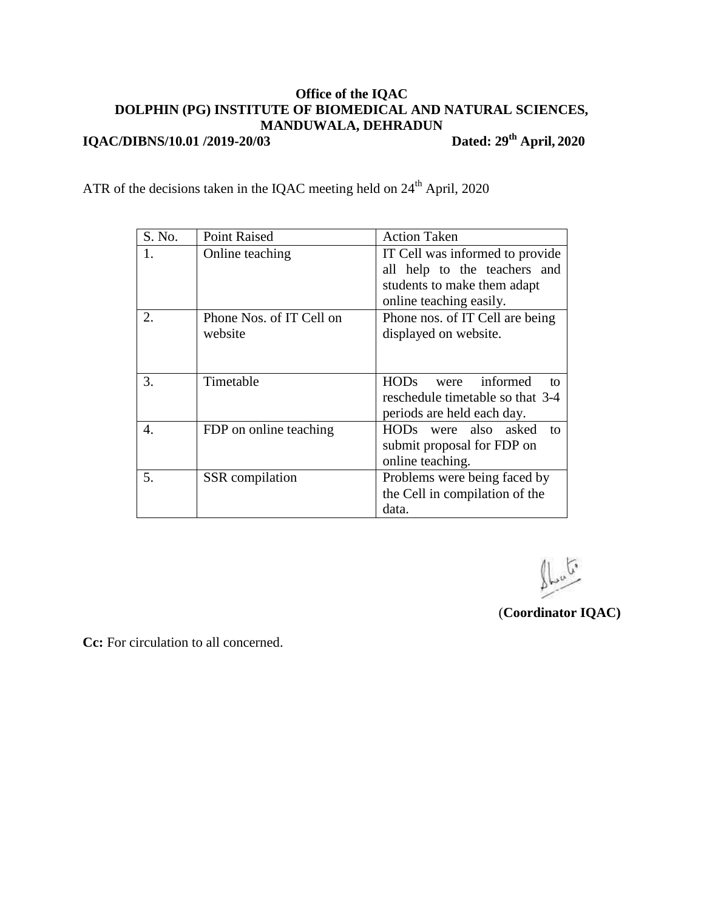**Office of the IQAC**
**DOLPHIN (PG) INSTITUTE OF BIOMEDICAL AND NATURAL SCIENCES, MANDUWALA, DEHRADUN**

**IQAC/DIBNS/10.01 /2019-20/03** **Dated: 29th April, 2020**

ATR of the decisions taken in the IQAC meeting held on 24th April, 2020

| S. No. | Point Raised | Action Taken |
|---|---|---|
| 1. | Online teaching | IT Cell was informed to provide all help to the teachers and students to make them adapt online teaching easily. |
| 2. | Phone Nos. of IT Cell on website | Phone nos. of IT Cell are being displayed on website. |
| 3. | Timetable | HODs were informed to reschedule timetable so that 3-4 periods are held each day. |
| 4. | FDP on online teaching | HODs were also asked to submit proposal for FDP on online teaching. |
| 5. | SSR compilation | Problems were being faced by the Cell in compilation of the data. |

(**Coordinator IQAC)**

**Cc:** For circulation to all concerned.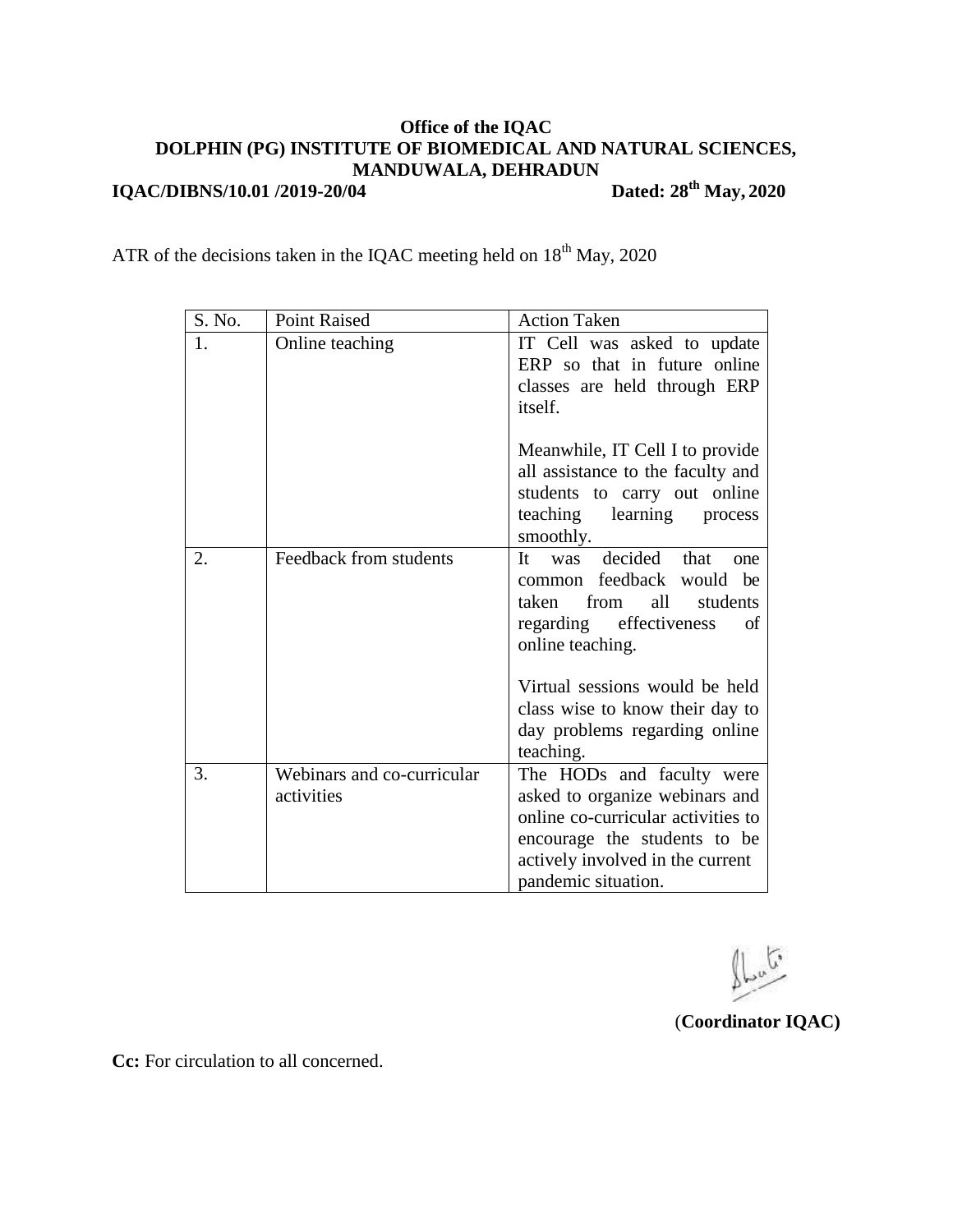**Office of the IQAC**
**DOLPHIN (PG) INSTITUTE OF BIOMEDICAL AND NATURAL SCIENCES, MANDUWALA, DEHRADUN**

**IQAC/DIBNS/10.01 /2019-20/04** **Dated: 28th May, 2020**

ATR of the decisions taken in the IQAC meeting held on 18th May, 2020

| S. No. | Point Raised | Action Taken |
|---|---|---|
| 1. | Online teaching | IT Cell was asked to update ERP so that in future online classes are held through ERP itself.<br><br>Meanwhile, IT Cell I to provide all assistance to the faculty and students to carry out online teaching learning process smoothly. |
| 2. | Feedback from students | It was decided that one common feedback would be taken from all students regarding effectiveness of online teaching.<br><br>Virtual sessions would be held class wise to know their day to day problems regarding online teaching. |
| 3. | Webinars and co-curricular activities | The HODs and faculty were asked to organize webinars and online co-curricular activities to encourage the students to be actively involved in the current pandemic situation. |

Shruti

(**Coordinator IQAC)**

**Cc:** For circulation to all concerned.